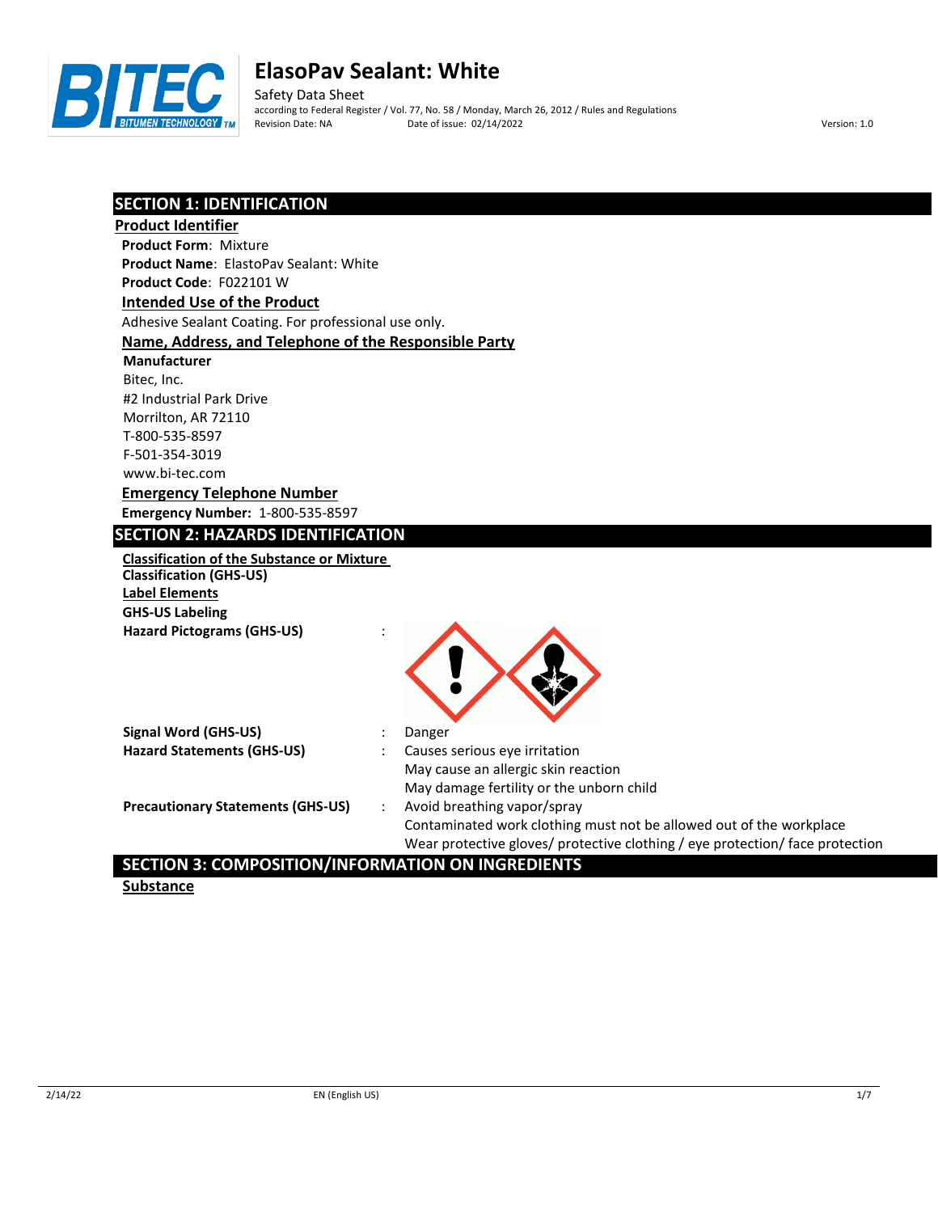# ElasoPav Sealant: White

Safety Data Sheet

according to Federal Register / Vol. 77, No. 58 / Monday, March 26, 2012 / Rules and Regulations

Revision Date: NA Date of issue: 02/14/2022 Version: 1.0

## SECTION 1: IDENTIFICATION

### Product Identifier

**Product Form**: Mixture

**Product Name**: ElastoPav Sealant: White

**Product Code**: F022101 W

### Intended Use of the Product

Adhesive Sealant Coating. For professional use only.

### Name, Address, and Telephone of the Responsible Party

**Manufacturer**

Bitec, Inc.
#2 Industrial Park Drive
Morrilton, AR 72110
T-800-535-8597
F-501-354-3019
www.bi-tec.com

### Emergency Telephone Number

**Emergency Number:** 1-800-535-8597

## SECTION 2: HAZARDS IDENTIFICATION

### Classification of the Substance or Mixture

**Classification (GHS-US)**

### Label Elements

**GHS-US Labeling**

**Hazard Pictograms (GHS-US)** :

**Signal Word (GHS-US)** : Danger

**Hazard Statements (GHS-US)** : Causes serious eye irritation
May cause an allergic skin reaction
May damage fertility or the unborn child

**Precautionary Statements (GHS-US)** : Avoid breathing vapor/spray
Contaminated work clothing must not be allowed out of the workplace
Wear protective gloves/ protective clothing / eye protection/ face protection

## SECTION 3: COMPOSITION/INFORMATION ON INGREDIENTS

### Substance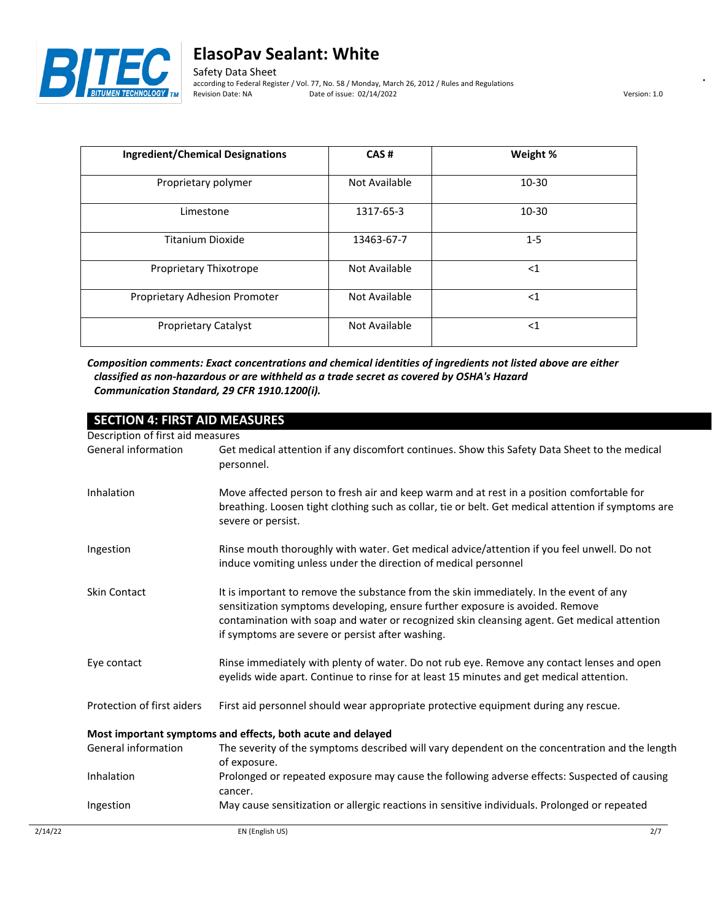| Ingredient/Chemical Designations | CAS # | Weight % |
| --- | --- | --- |
| Proprietary polymer | Not Available | 10-30 |
| Limestone | 1317-65-3 | 10-30 |
| Titanium Dioxide | 13463-67-7 | 1-5 |
| Proprietary Thixotrope | Not Available | <1 |
| Proprietary Adhesion Promoter | Not Available | <1 |
| Proprietary Catalyst | Not Available | <1 |

***Composition comments: Exact concentrations and chemical identities of ingredients not listed above are either classified as non-hazardous or are withheld as a trade secret as covered by OSHA's Hazard Communication Standard, 29 CFR 1910.1200(i).***

## SECTION 4: FIRST AID MEASURES

Description of first aid measures

| | |
| --- | --- |
| General information | Get medical attention if any discomfort continues. Show this Safety Data Sheet to the medical personnel. |
| Inhalation | Move affected person to fresh air and keep warm and at rest in a position comfortable for breathing. Loosen tight clothing such as collar, tie or belt. Get medical attention if symptoms are severe or persist. |
| Ingestion | Rinse mouth thoroughly with water. Get medical advice/attention if you feel unwell. Do not induce vomiting unless under the direction of medical personnel |
| Skin Contact | It is important to remove the substance from the skin immediately. In the event of any sensitization symptoms developing, ensure further exposure is avoided. Remove contamination with soap and water or recognized skin cleansing agent. Get medical attention if symptoms are severe or persist after washing. |
| Eye contact | Rinse immediately with plenty of water. Do not rub eye. Remove any contact lenses and open eyelids wide apart. Continue to rinse for at least 15 minutes and get medical attention. |
| Protection of first aiders | First aid personnel should wear appropriate protective equipment during any rescue. |

**Most important symptoms and effects, both acute and delayed**

| | |
| --- | --- |
| General information | The severity of the symptoms described will vary dependent on the concentration and the length of exposure. |
| Inhalation | Prolonged or repeated exposure may cause the following adverse effects: Suspected of causing cancer. |
| Ingestion | May cause sensitization or allergic reactions in sensitive individuals. Prolonged or repeated |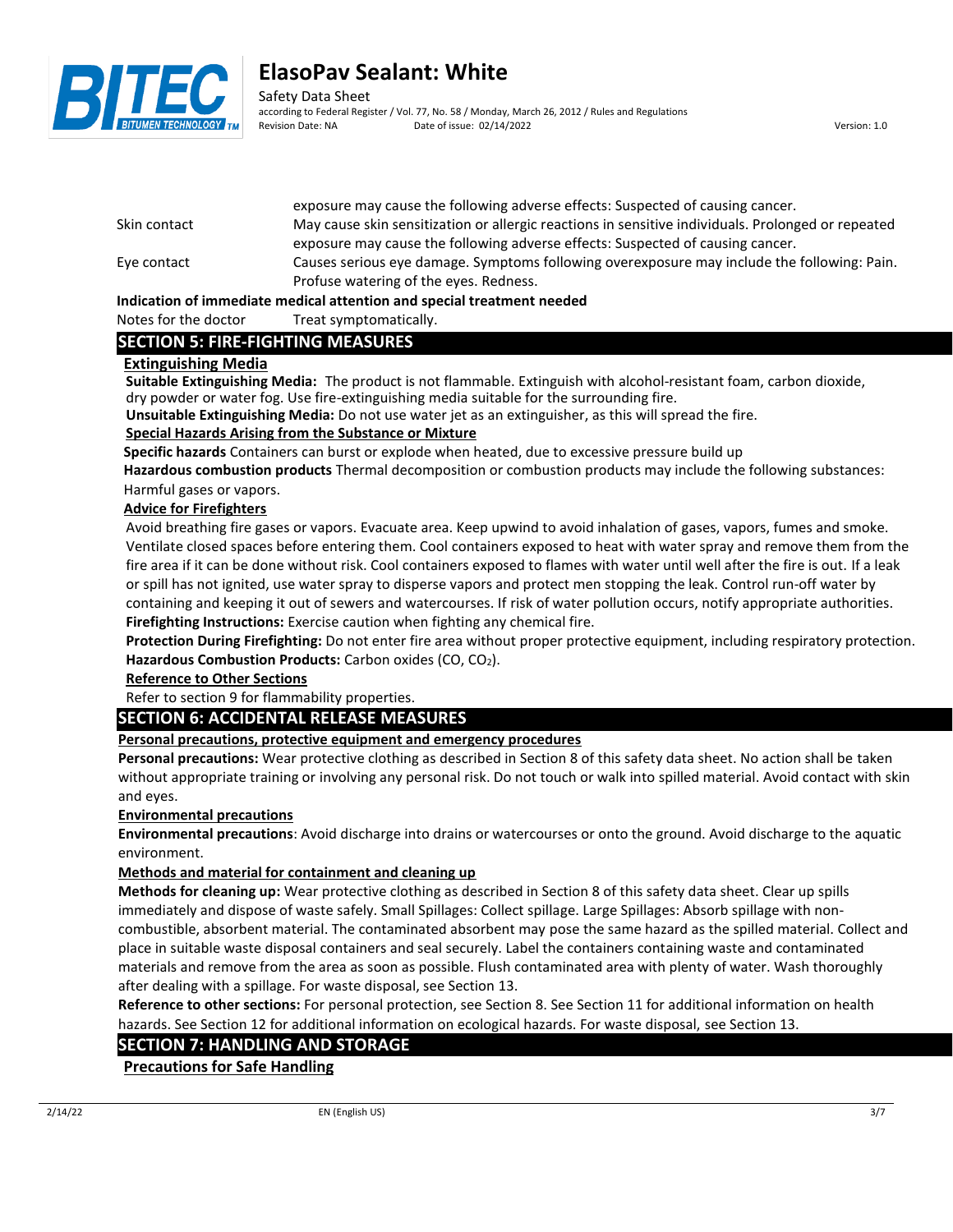| | |
|---|---|
| | exposure may cause the following adverse effects: Suspected of causing cancer. |
| Skin contact | May cause skin sensitization or allergic reactions in sensitive individuals. Prolonged or repeated exposure may cause the following adverse effects: Suspected of causing cancer. |
| Eye contact | Causes serious eye damage. Symptoms following overexposure may include the following: Pain. Profuse watering of the eyes. Redness. |

**Indication of immediate medical attention and special treatment needed**

Notes for the doctor    Treat symptomatically.

## SECTION 5: FIRE-FIGHTING MEASURES

### Extinguishing Media

**Suitable Extinguishing Media:** The product is not flammable. Extinguish with alcohol-resistant foam, carbon dioxide, dry powder or water fog. Use fire-extinguishing media suitable for the surrounding fire.

**Unsuitable Extinguishing Media:** Do not use water jet as an extinguisher, as this will spread the fire.

### Special Hazards Arising from the Substance or Mixture

**Specific hazards** Containers can burst or explode when heated, due to excessive pressure build up

**Hazardous combustion products** Thermal decomposition or combustion products may include the following substances: Harmful gases or vapors.

### Advice for Firefighters

Avoid breathing fire gases or vapors. Evacuate area. Keep upwind to avoid inhalation of gases, vapors, fumes and smoke. Ventilate closed spaces before entering them. Cool containers exposed to heat with water spray and remove them from the fire area if it can be done without risk. Cool containers exposed to flames with water until well after the fire is out. If a leak or spill has not ignited, use water spray to disperse vapors and protect men stopping the leak. Control run-off water by containing and keeping it out of sewers and watercourses. If risk of water pollution occurs, notify appropriate authorities.

**Firefighting Instructions:** Exercise caution when fighting any chemical fire.

**Protection During Firefighting:** Do not enter fire area without proper protective equipment, including respiratory protection.

**Hazardous Combustion Products:** Carbon oxides (CO, $CO_2$).

### Reference to Other Sections

Refer to section 9 for flammability properties.

## SECTION 6: ACCIDENTAL RELEASE MEASURES

### Personal precautions, protective equipment and emergency procedures

**Personal precautions:** Wear protective clothing as described in Section 8 of this safety data sheet. No action shall be taken without appropriate training or involving any personal risk. Do not touch or walk into spilled material. Avoid contact with skin and eyes.

### Environmental precautions

**Environmental precautions**: Avoid discharge into drains or watercourses or onto the ground. Avoid discharge to the aquatic environment.

### Methods and material for containment and cleaning up

**Methods for cleaning up:** Wear protective clothing as described in Section 8 of this safety data sheet. Clear up spills immediately and dispose of waste safely. Small Spillages: Collect spillage. Large Spillages: Absorb spillage with non-combustible, absorbent material. The contaminated absorbent may pose the same hazard as the spilled material. Collect and place in suitable waste disposal containers and seal securely. Label the containers containing waste and contaminated materials and remove from the area as soon as possible. Flush contaminated area with plenty of water. Wash thoroughly after dealing with a spillage. For waste disposal, see Section 13.

**Reference to other sections:** For personal protection, see Section 8. See Section 11 for additional information on health hazards. See Section 12 for additional information on ecological hazards. For waste disposal, see Section 13.

## SECTION 7: HANDLING AND STORAGE

### Precautions for Safe Handling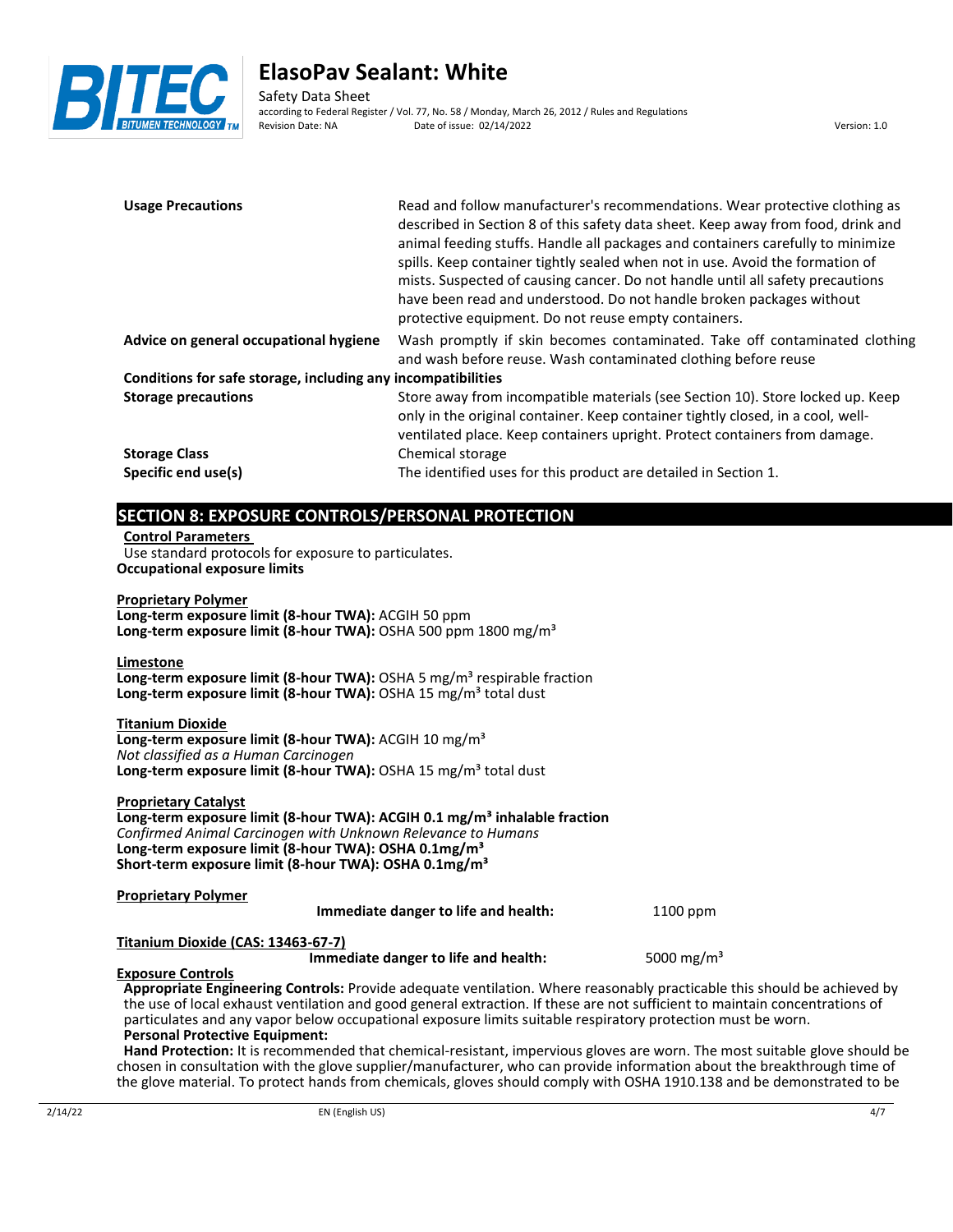| | |
|---|---|
| **Usage Precautions** | Read and follow manufacturer's recommendations. Wear protective clothing as described in Section 8 of this safety data sheet. Keep away from food, drink and animal feeding stuffs. Handle all packages and containers carefully to minimize spills. Keep container tightly sealed when not in use. Avoid the formation of mists. Suspected of causing cancer. Do not handle until all safety precautions have been read and understood. Do not handle broken packages without protective equipment. Do not reuse empty containers. |
| **Advice on general occupational hygiene** | Wash promptly if skin becomes contaminated. Take off contaminated clothing and wash before reuse. Wash contaminated clothing before reuse |

**Conditions for safe storage, including any incompatibilities**

| | |
|---|---|
| **Storage precautions** | Store away from incompatible materials (see Section 10). Store locked up. Keep only in the original container. Keep container tightly closed, in a cool, well-ventilated place. Keep containers upright. Protect containers from damage. |
| **Storage Class** | Chemical storage |
| **Specific end use(s)** | The identified uses for this product are detailed in Section 1. |

## SECTION 8: EXPOSURE CONTROLS/PERSONAL PROTECTION

**Control Parameters**

Use standard protocols for exposure to particulates.

**Occupational exposure limits**

**Proprietary Polymer**
**Long-term exposure limit (8-hour TWA):** ACGIH 50 ppm
**Long-term exposure limit (8-hour TWA):** OSHA 500 ppm 1800 mg/m³

**Limestone**
**Long-term exposure limit (8-hour TWA):** OSHA 5 mg/m³ respirable fraction
**Long-term exposure limit (8-hour TWA):** OSHA 15 mg/m³ total dust

**Titanium Dioxide**
**Long-term exposure limit (8-hour TWA):** ACGIH 10 mg/m³
*Not classified as a Human Carcinogen*
**Long-term exposure limit (8-hour TWA):** OSHA 15 mg/m³ total dust

**Proprietary Catalyst**
**Long-term exposure limit (8-hour TWA): ACGIH 0.1 mg/m³ inhalable fraction**
*Confirmed Animal Carcinogen with Unknown Relevance to Humans*
**Long-term exposure limit (8-hour TWA): OSHA 0.1mg/m³**
**Short-term exposure limit (8-hour TWA): OSHA 0.1mg/m³**

**Proprietary Polymer**
**Immediate danger to life and health:** 1100 ppm

**Titanium Dioxide (CAS: 13463-67-7)**
**Immediate danger to life and health:** 5000 mg/m³

**Exposure Controls**

**Appropriate Engineering Controls:** Provide adequate ventilation. Where reasonably practicable this should be achieved by the use of local exhaust ventilation and good general extraction. If these are not sufficient to maintain concentrations of particulates and any vapor below occupational exposure limits suitable respiratory protection must be worn.

**Personal Protective Equipment:**

**Hand Protection:** It is recommended that chemical-resistant, impervious gloves are worn. The most suitable glove should be chosen in consultation with the glove supplier/manufacturer, who can provide information about the breakthrough time of the glove material. To protect hands from chemicals, gloves should comply with OSHA 1910.138 and be demonstrated to be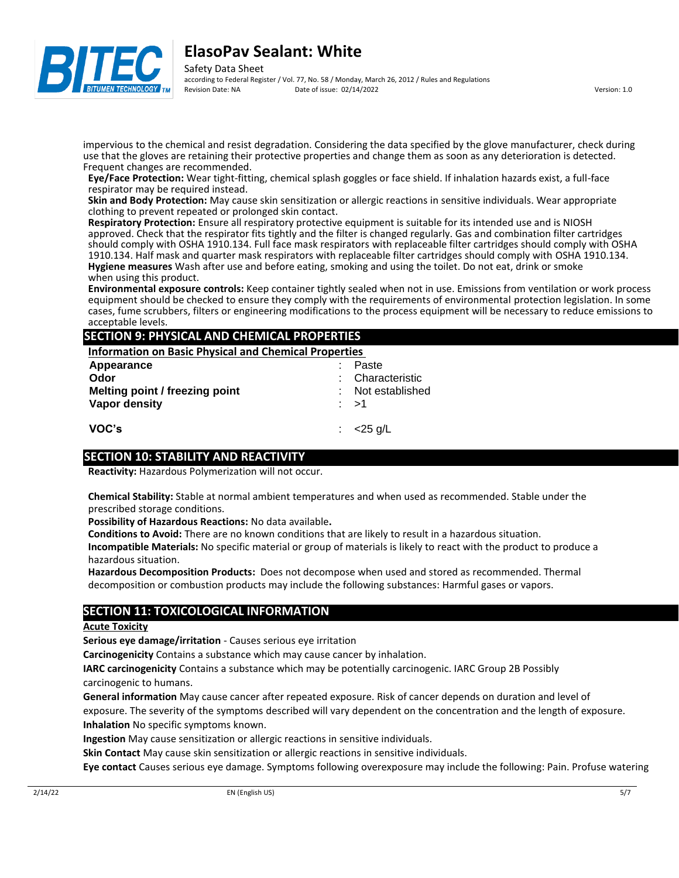impervious to the chemical and resist degradation. Considering the data specified by the glove manufacturer, check during use that the gloves are retaining their protective properties and change them as soon as any deterioration is detected. Frequent changes are recommended.

**Eye/Face Protection:** Wear tight-fitting, chemical splash goggles or face shield. If inhalation hazards exist, a full-face respirator may be required instead.

**Skin and Body Protection:** May cause skin sensitization or allergic reactions in sensitive individuals. Wear appropriate clothing to prevent repeated or prolonged skin contact.

**Respiratory Protection:** Ensure all respiratory protective equipment is suitable for its intended use and is NIOSH approved. Check that the respirator fits tightly and the filter is changed regularly. Gas and combination filter cartridges should comply with OSHA 1910.134. Full face mask respirators with replaceable filter cartridges should comply with OSHA 1910.134. Half mask and quarter mask respirators with replaceable filter cartridges should comply with OSHA 1910.134.

**Hygiene measures** Wash after use and before eating, smoking and using the toilet. Do not eat, drink or smoke when using this product.

**Environmental exposure controls:** Keep container tightly sealed when not in use. Emissions from ventilation or work process equipment should be checked to ensure they comply with the requirements of environmental protection legislation. In some cases, fume scrubbers, filters or engineering modifications to the process equipment will be necessary to reduce emissions to acceptable levels.

## SECTION 9: PHYSICAL AND CHEMICAL PROPERTIES

**Information on Basic Physical and Chemical Properties**

| | | |
|---|---|---|
| **Appearance** | : | Paste |
| **Odor** | : | Characteristic |
| **Melting point / freezing point** | : | Not established |
| **Vapor density** | : | >1 |
| **VOC's** | : | <25 g/L |

## SECTION 10: STABILITY AND REACTIVITY

**Reactivity:** Hazardous Polymerization will not occur.

**Chemical Stability:** Stable at normal ambient temperatures and when used as recommended. Stable under the prescribed storage conditions.

**Possibility of Hazardous Reactions:** No data available**.**

**Conditions to Avoid:** There are no known conditions that are likely to result in a hazardous situation.

**Incompatible Materials:** No specific material or group of materials is likely to react with the product to produce a hazardous situation.

**Hazardous Decomposition Products:** Does not decompose when used and stored as recommended. Thermal decomposition or combustion products may include the following substances: Harmful gases or vapors.

## SECTION 11: TOXICOLOGICAL INFORMATION

**Acute Toxicity**

**Serious eye damage/irritation** - Causes serious eye irritation

**Carcinogenicity** Contains a substance which may cause cancer by inhalation.

**IARC carcinogenicity** Contains a substance which may be potentially carcinogenic. IARC Group 2B Possibly carcinogenic to humans.

**General information** May cause cancer after repeated exposure. Risk of cancer depends on duration and level of exposure. The severity of the symptoms described will vary dependent on the concentration and the length of exposure.

**Inhalation** No specific symptoms known.

**Ingestion** May cause sensitization or allergic reactions in sensitive individuals.

**Skin Contact** May cause skin sensitization or allergic reactions in sensitive individuals.

**Eye contact** Causes serious eye damage. Symptoms following overexposure may include the following: Pain. Profuse watering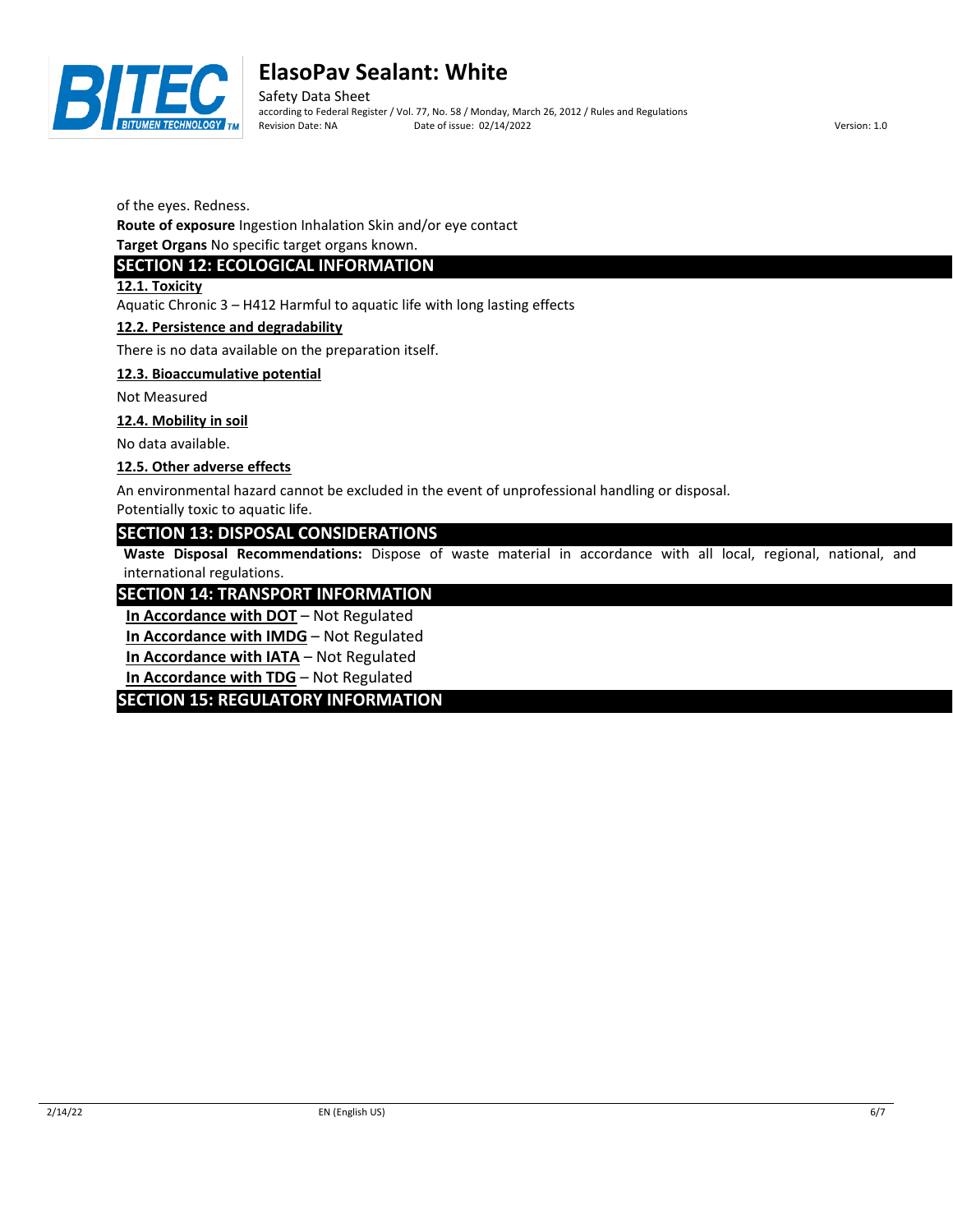of the eyes. Redness.

**Route of exposure** Ingestion Inhalation Skin and/or eye contact

**Target Organs** No specific target organs known.

## SECTION 12: ECOLOGICAL INFORMATION

**12.1. Toxicity**

Aquatic Chronic 3 – H412 Harmful to aquatic life with long lasting effects

**12.2. Persistence and degradability**

There is no data available on the preparation itself.

**12.3. Bioaccumulative potential**

Not Measured

**12.4. Mobility in soil**

No data available.

**12.5. Other adverse effects**

An environmental hazard cannot be excluded in the event of unprofessional handling or disposal.
Potentially toxic to aquatic life.

## SECTION 13: DISPOSAL CONSIDERATIONS

**Waste Disposal Recommendations:** Dispose of waste material in accordance with all local, regional, national, and international regulations.

## SECTION 14: TRANSPORT INFORMATION

**In Accordance with DOT** – Not Regulated

**In Accordance with IMDG** – Not Regulated

**In Accordance with IATA** – Not Regulated

**In Accordance with TDG** – Not Regulated

## SECTION 15: REGULATORY INFORMATION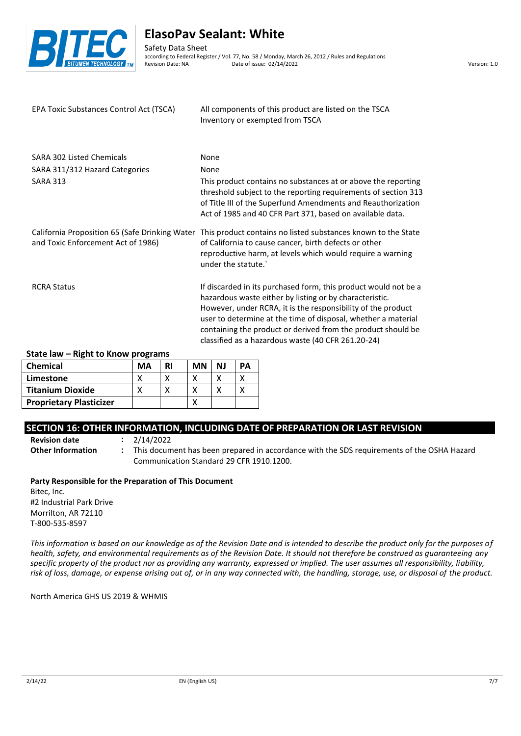| | |
|---|---|
| EPA Toxic Substances Control Act (TSCA) | All components of this product are listed on the TSCA Inventory or exempted from TSCA |
| SARA 302 Listed Chemicals | None |
| SARA 311/312 Hazard Categories | None |
| SARA 313 | This product contains no substances at or above the reporting threshold subject to the reporting requirements of section 313 of Title III of the Superfund Amendments and Reauthorization Act of 1985 and 40 CFR Part 371, based on available data. |
| California Proposition 65 (Safe Drinking Water and Toxic Enforcement Act of 1986) | This product contains no listed substances known to the State of California to cause cancer, birth defects or other reproductive harm, at levels which would require a warning under the statute.` |
| RCRA Status | If discarded in its purchased form, this product would not be a hazardous waste either by listing or by characteristic. However, under RCRA, it is the responsibility of the product user to determine at the time of disposal, whether a material containing the product or derived from the product should be classified as a hazardous waste (40 CFR 261.20-24) |

**State law – Right to Know programs**

| Chemical | MA | RI | MN | NJ | PA |
|---|---|---|---|---|---|
| Limestone | X | X | X | X | X |
| Titanium Dioxide | X | X | X | X | X |
| Proprietary Plasticizer | | | X | | |

## SECTION 16: OTHER INFORMATION, INCLUDING DATE OF PREPARATION OR LAST REVISION

**Revision date** : 2/14/2022

**Other Information** : This document has been prepared in accordance with the SDS requirements of the OSHA Hazard Communication Standard 29 CFR 1910.1200.

**Party Responsible for the Preparation of This Document**

Bitec, Inc.
#2 Industrial Park Drive
Morrilton, AR 72110
T-800-535-8597

*This information is based on our knowledge as of the Revision Date and is intended to describe the product only for the purposes of health, safety, and environmental requirements as of the Revision Date. It should not therefore be construed as guaranteeing any specific property of the product nor as providing any warranty, expressed or implied. The user assumes all responsibility, liability, risk of loss, damage, or expense arising out of, or in any way connected with, the handling, storage, use, or disposal of the product.*

North America GHS US 2019 & WHMIS